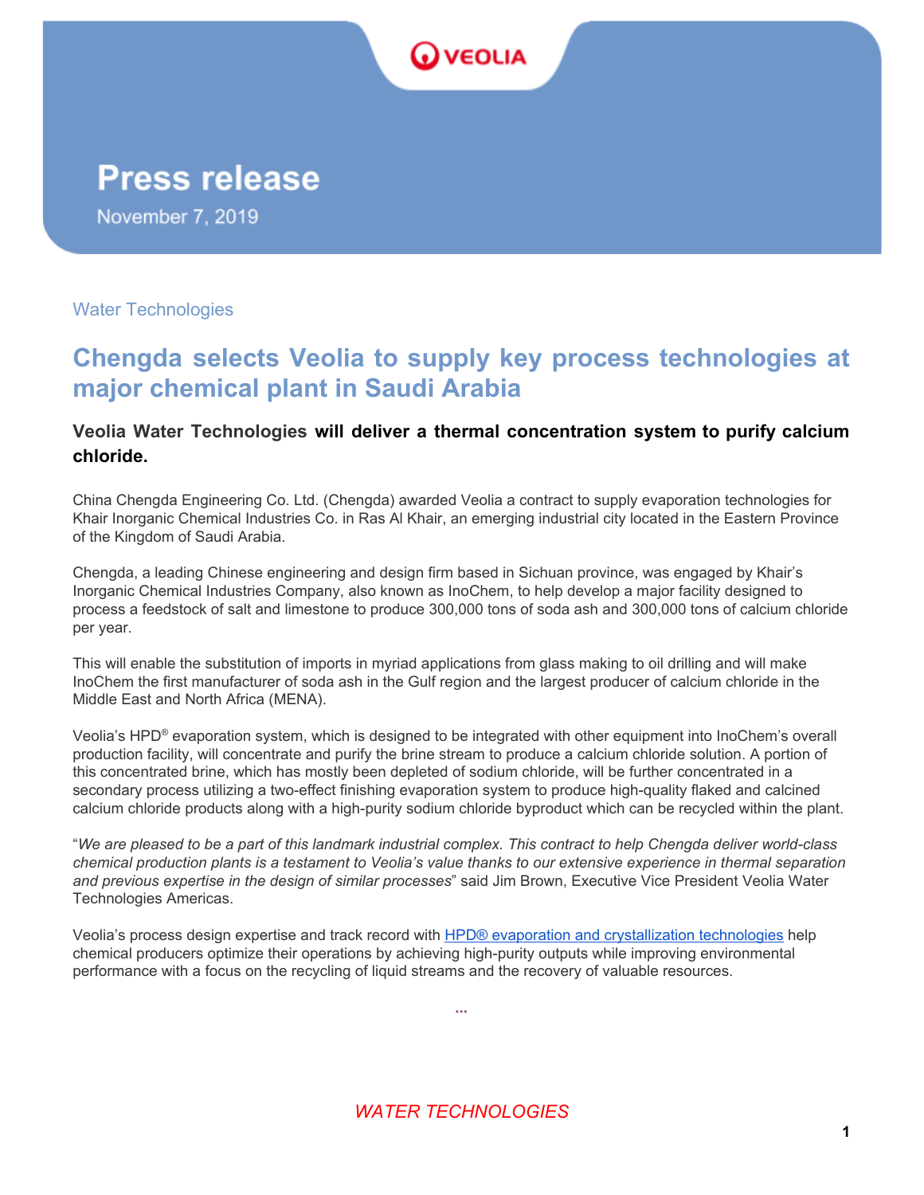# Press release

November 7, 2019

Water Technologies

## Chengda selects Veolia to supply key process technologies at major chemical plant in Saudi Arabia

### Veolia Water Technologies will deliver a thermal concentration system to purify calcium chloride.

China Chengda Engineering Co. Ltd. (Chengda) awarded Veolia a contract to supply evaporation technologies for Khair Inorganic Chemical Industries Co. in Ras Al Khair, an emerging industrial city located in the Eastern Province of the Kingdom of Saudi Arabia.

Chengda, a leading Chinese engineering and design firm based in Sichuan province, was engaged by Khair's Inorganic Chemical Industries Company, also known as InoChem, to help develop a major facility designed to process a feedstock of salt and limestone to produce 300,000 tons of soda ash and 300,000 tons of calcium chloride per year.

This will enable the substitution of imports in myriad applications from glass making to oil drilling and will make InoChem the first manufacturer of soda ash in the Gulf region and the largest producer of calcium chloride in the Middle East and North Africa (MENA).

Veolia's HPD® evaporation system, which is designed to be integrated with other equipment into InoChem's overall production facility, will concentrate and purify the brine stream to produce a calcium chloride solution. A portion of this concentrated brine, which has mostly been depleted of sodium chloride, will be further concentrated in a secondary process utilizing a two-effect finishing evaporation system to produce high-quality flaked and calcined calcium chloride products along with a high-purity sodium chloride byproduct which can be recycled within the plant.

"*We are pleased to be a part of this landmark industrial complex. This contract to help Chengda deliver world-class chemical production plants is a testament to Veolia's value thanks to our extensive experience in thermal separation and previous expertise in the design of similar processes*" said Jim Brown, Executive Vice President Veolia Water Technologies Americas.

Veolia's process design expertise and track record with HPD® evaporation and crystallization technologies help chemical producers optimize their operations by achieving high-purity outputs while improving environmental performance with a focus on the recycling of liquid streams and the recovery of valuable resources.

...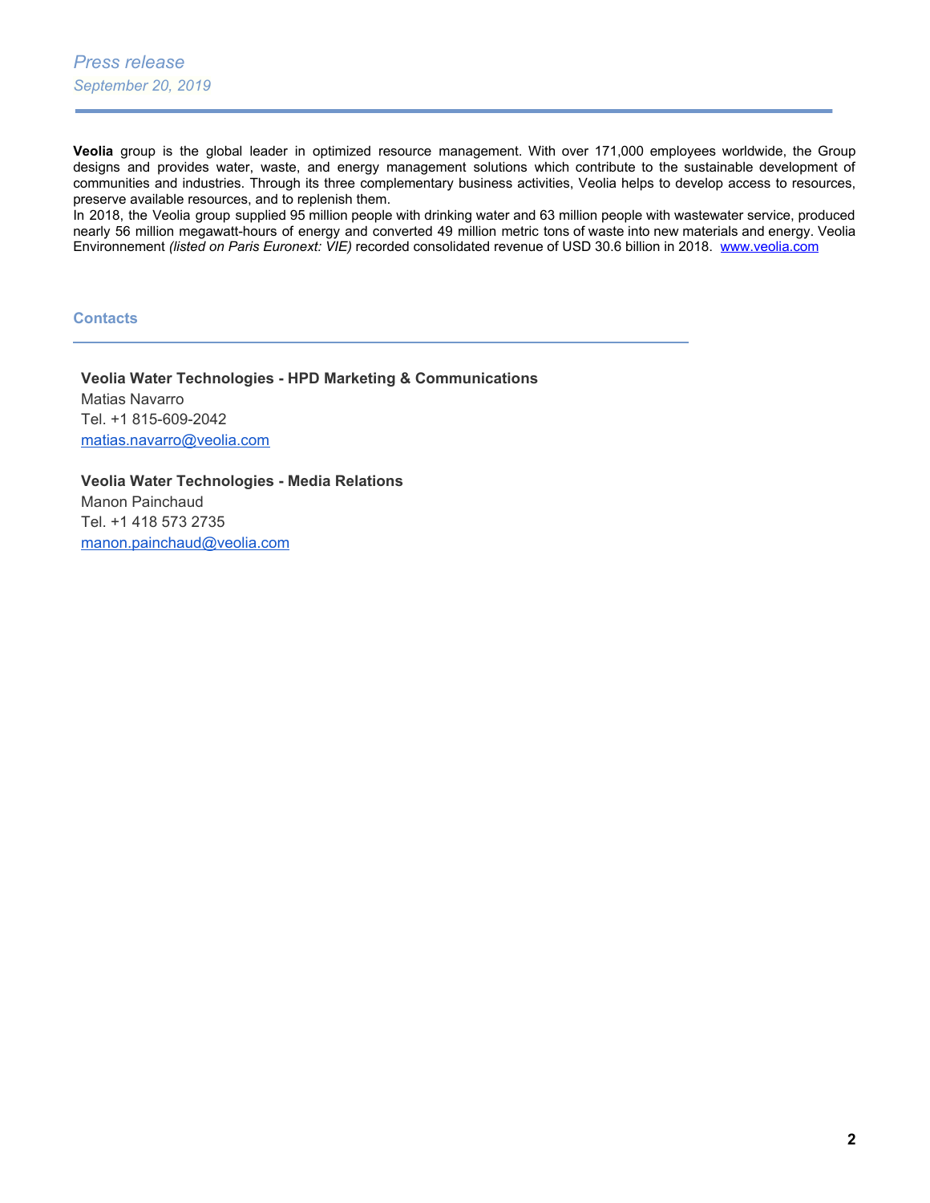**Veolia** group is the global leader in optimized resource management. With over 171,000 employees worldwide, the Group designs and provides water, waste, and energy management solutions which contribute to the sustainable development of communities and industries. Through its three complementary business activities, Veolia helps to develop access to resources, preserve available resources, and to replenish them.
In 2018, the Veolia group supplied 95 million people with drinking water and 63 million people with wastewater service, produced nearly 56 million megawatt-hours of energy and converted 49 million metric tons of waste into new materials and energy. Veolia Environnement *(listed on Paris Euronext: VIE)* recorded consolidated revenue of USD 30.6 billion in 2018. [www.veolia.com](http://www.veolia.com)

## Contacts

**Veolia Water Technologies - HPD Marketing & Communications**
Matias Navarro
Tel. +1 815-609-2042
[matias.navarro@veolia.com](mailto:matias.navarro@veolia.com)

**Veolia Water Technologies - Media Relations**
Manon Painchaud
Tel. +1 418 573 2735
[manon.painchaud@veolia.com](mailto:manon.painchaud@veolia.com)